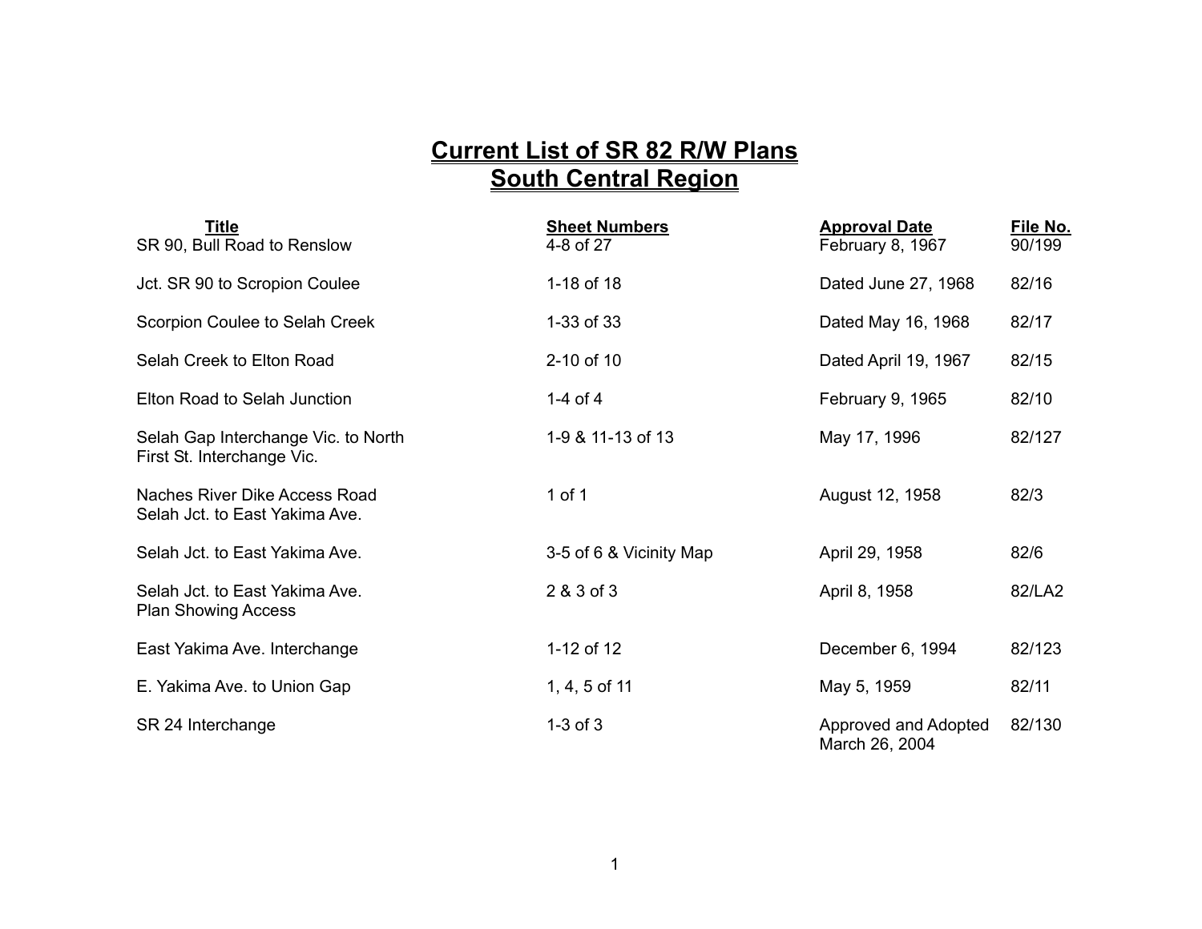# Current List of SR 82 R/W Plans
# South Central Region

| Title | Sheet Numbers | Approval Date | File No. |
|---|---|---|---|
| SR 90, Bull Road to Renslow | 4-8 of 27 | February 8, 1967 | 90/199 |
| Jct. SR 90 to Scropion Coulee | 1-18 of 18 | Dated June 27, 1968 | 82/16 |
| Scorpion Coulee to Selah Creek | 1-33 of 33 | Dated May 16, 1968 | 82/17 |
| Selah Creek to Elton Road | 2-10 of 10 | Dated April 19, 1967 | 82/15 |
| Elton Road to Selah Junction | 1-4 of 4 | February 9, 1965 | 82/10 |
| Selah Gap Interchange Vic. to North First St. Interchange Vic. | 1-9 & 11-13 of 13 | May 17, 1996 | 82/127 |
| Naches River Dike Access Road Selah Jct. to East Yakima Ave. | 1 of 1 | August 12, 1958 | 82/3 |
| Selah Jct. to East Yakima Ave. | 3-5 of 6 & Vicinity Map | April 29, 1958 | 82/6 |
| Selah Jct. to East Yakima Ave. Plan Showing Access | 2 & 3 of 3 | April 8, 1958 | 82/LA2 |
| East Yakima Ave. Interchange | 1-12 of 12 | December 6, 1994 | 82/123 |
| E. Yakima Ave. to Union Gap | 1, 4, 5 of 11 | May 5, 1959 | 82/11 |
| SR 24 Interchange | 1-3 of 3 | Approved and Adopted March 26, 2004 | 82/130 |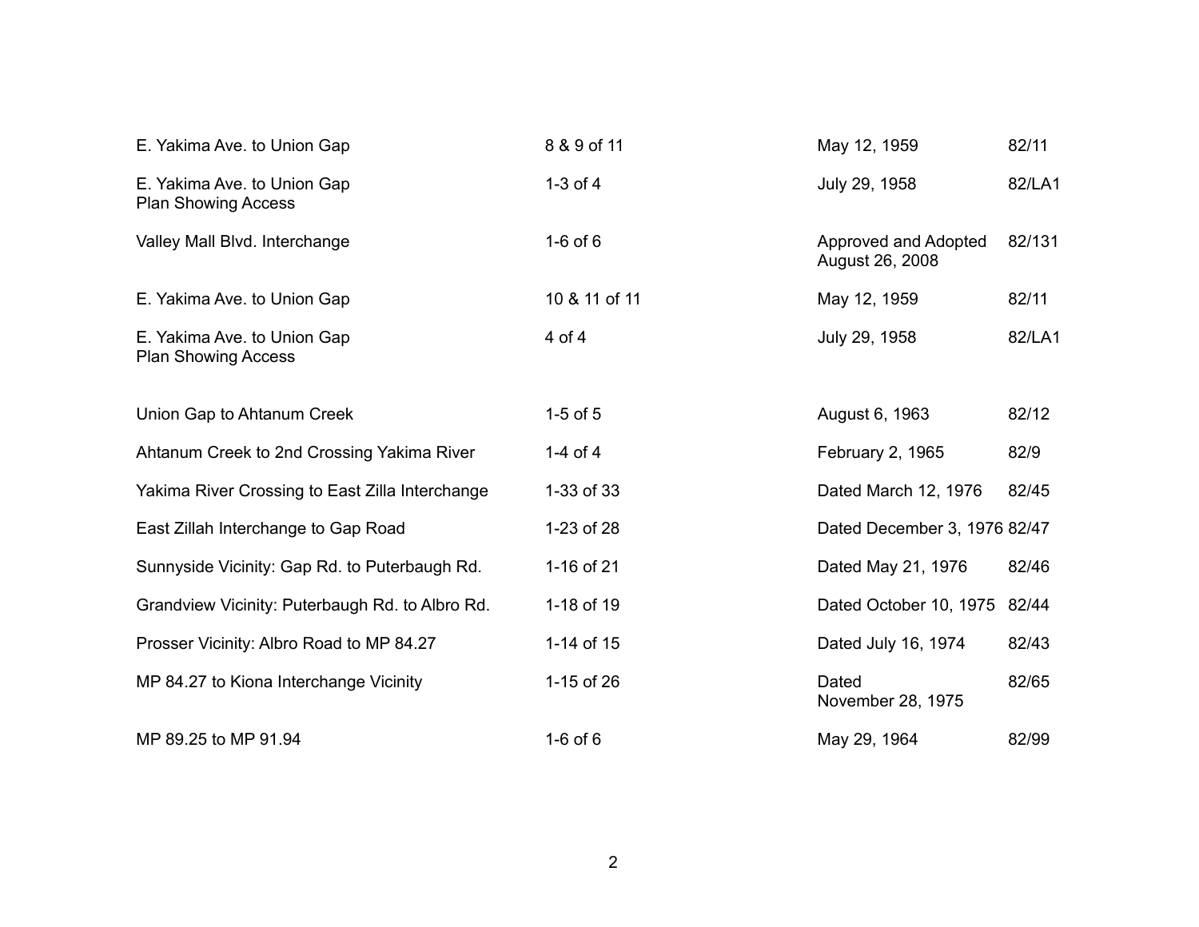| | | | |
|---|---|---|---|
| E. Yakima Ave. to Union Gap | 8 & 9 of 11 | May 12, 1959 | 82/11 |
| E. Yakima Ave. to Union Gap Plan Showing Access | 1-3 of 4 | July 29, 1958 | 82/LA1 |
| Valley Mall Blvd. Interchange | 1-6 of 6 | Approved and Adopted August 26, 2008 | 82/131 |
| E. Yakima Ave. to Union Gap | 10 & 11 of 11 | May 12, 1959 | 82/11 |
| E. Yakima Ave. to Union Gap Plan Showing Access | 4 of 4 | July 29, 1958 | 82/LA1 |
| Union Gap to Ahtanum Creek | 1-5 of 5 | August 6, 1963 | 82/12 |
| Ahtanum Creek to 2nd Crossing Yakima River | 1-4 of 4 | February 2, 1965 | 82/9 |
| Yakima River Crossing to East Zilla Interchange | 1-33 of 33 | Dated March 12, 1976 | 82/45 |
| East Zillah Interchange to Gap Road | 1-23 of 28 | Dated December 3, 1976 | 82/47 |
| Sunnyside Vicinity: Gap Rd. to Puterbaugh Rd. | 1-16 of 21 | Dated May 21, 1976 | 82/46 |
| Grandview Vicinity: Puterbaugh Rd. to Albro Rd. | 1-18 of 19 | Dated October 10, 1975 | 82/44 |
| Prosser Vicinity: Albro Road to MP 84.27 | 1-14 of 15 | Dated July 16, 1974 | 82/43 |
| MP 84.27 to Kiona Interchange Vicinity | 1-15 of 26 | Dated November 28, 1975 | 82/65 |
| MP 89.25 to MP 91.94 | 1-6 of 6 | May 29, 1964 | 82/99 |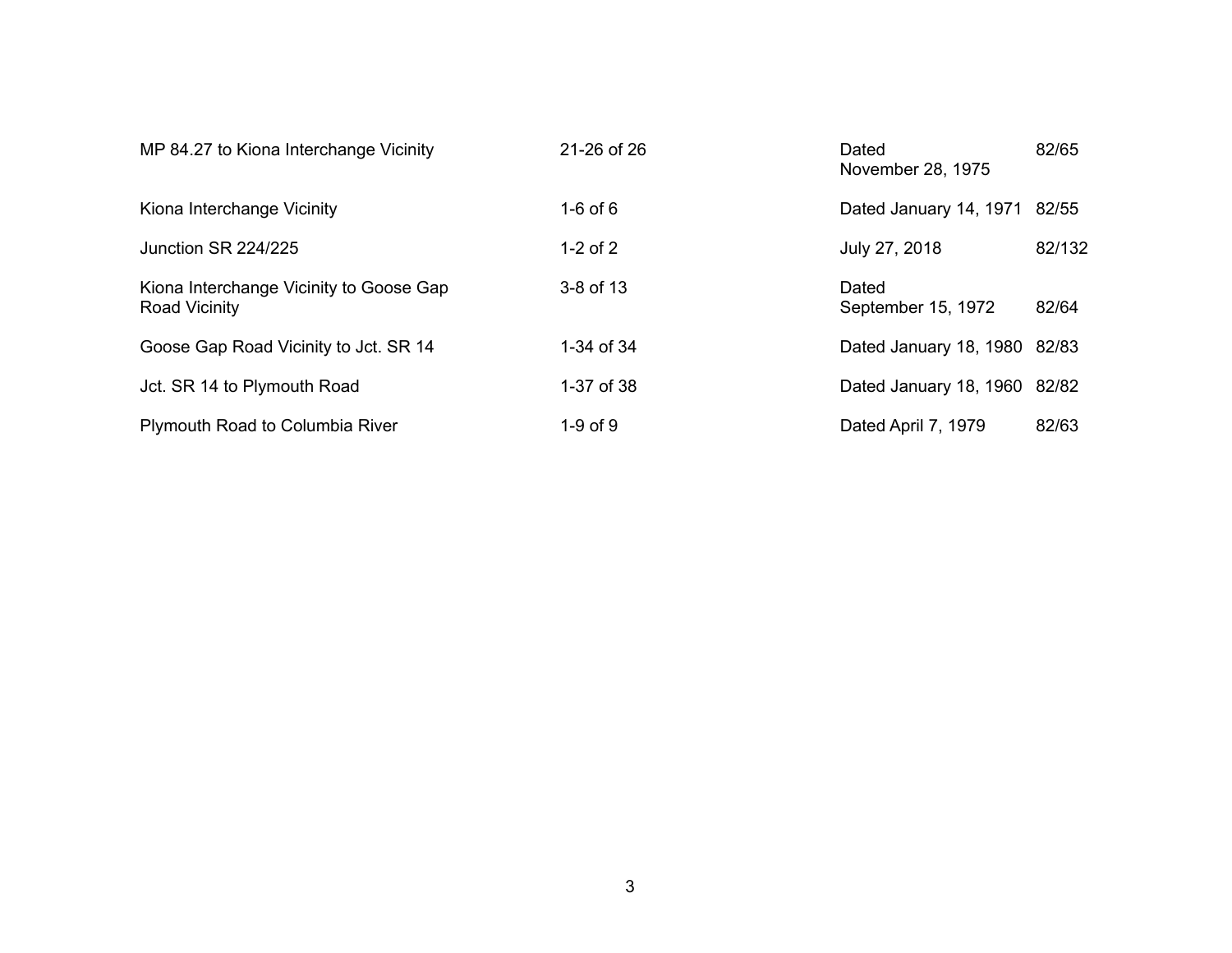| | | | |
|---|---|---|---|
| MP 84.27 to Kiona Interchange Vicinity | 21-26 of 26 | Dated November 28, 1975 | 82/65 |
| Kiona Interchange Vicinity | 1-6 of 6 | Dated January 14, 1971 | 82/55 |
| Junction SR 224/225 | 1-2 of 2 | July 27, 2018 | 82/132 |
| Kiona Interchange Vicinity to Goose Gap Road Vicinity | 3-8 of 13 | Dated September 15, 1972 | 82/64 |
| Goose Gap Road Vicinity to Jct. SR 14 | 1-34 of 34 | Dated January 18, 1980 | 82/83 |
| Jct. SR 14 to Plymouth Road | 1-37 of 38 | Dated January 18, 1960 | 82/82 |
| Plymouth Road to Columbia River | 1-9 of 9 | Dated April 7, 1979 | 82/63 |